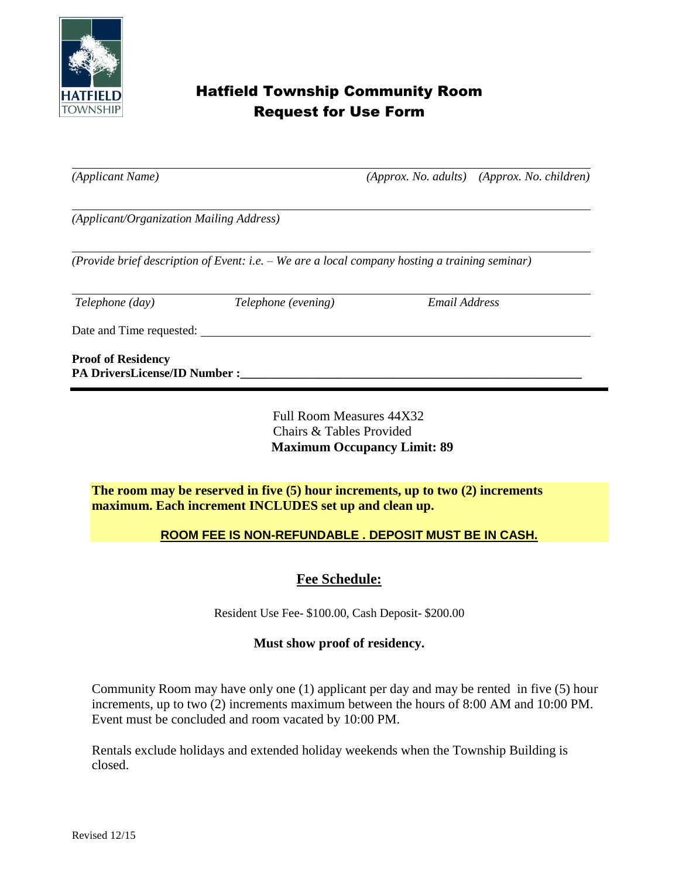# Hatfield Township Community Room
## Request for Use Form

*(Applicant Name)* *(Approx. No. adults)* *(Approx. No. children)*

*(Applicant/Organization Mailing Address)*

*(Provide brief description of Event: i.e. – We are a local company hosting a training seminar)*

*Telephone (day)* *Telephone (evening)* *Email Address*

Date and Time requested: ______________________________

**Proof of Residency**
**PA DriversLicense/ID Number :______________________________**

---

Full Room Measures 44X32
Chairs & Tables Provided
**Maximum Occupancy Limit: 89**

**The room may be reserved in five (5) hour increments, up to two (2) increments maximum. Each increment INCLUDES set up and clean up.**

**ROOM FEE IS NON-REFUNDABLE . DEPOSIT MUST BE IN CASH.**

## Fee Schedule:

Resident Use Fee- $100.00, Cash Deposit- $200.00

**Must show proof of residency.**

Community Room may have only one (1) applicant per day and may be rented in five (5) hour increments, up to two (2) increments maximum between the hours of 8:00 AM and 10:00 PM. Event must be concluded and room vacated by 10:00 PM.

Rentals exclude holidays and extended holiday weekends when the Township Building is closed.

Revised 12/15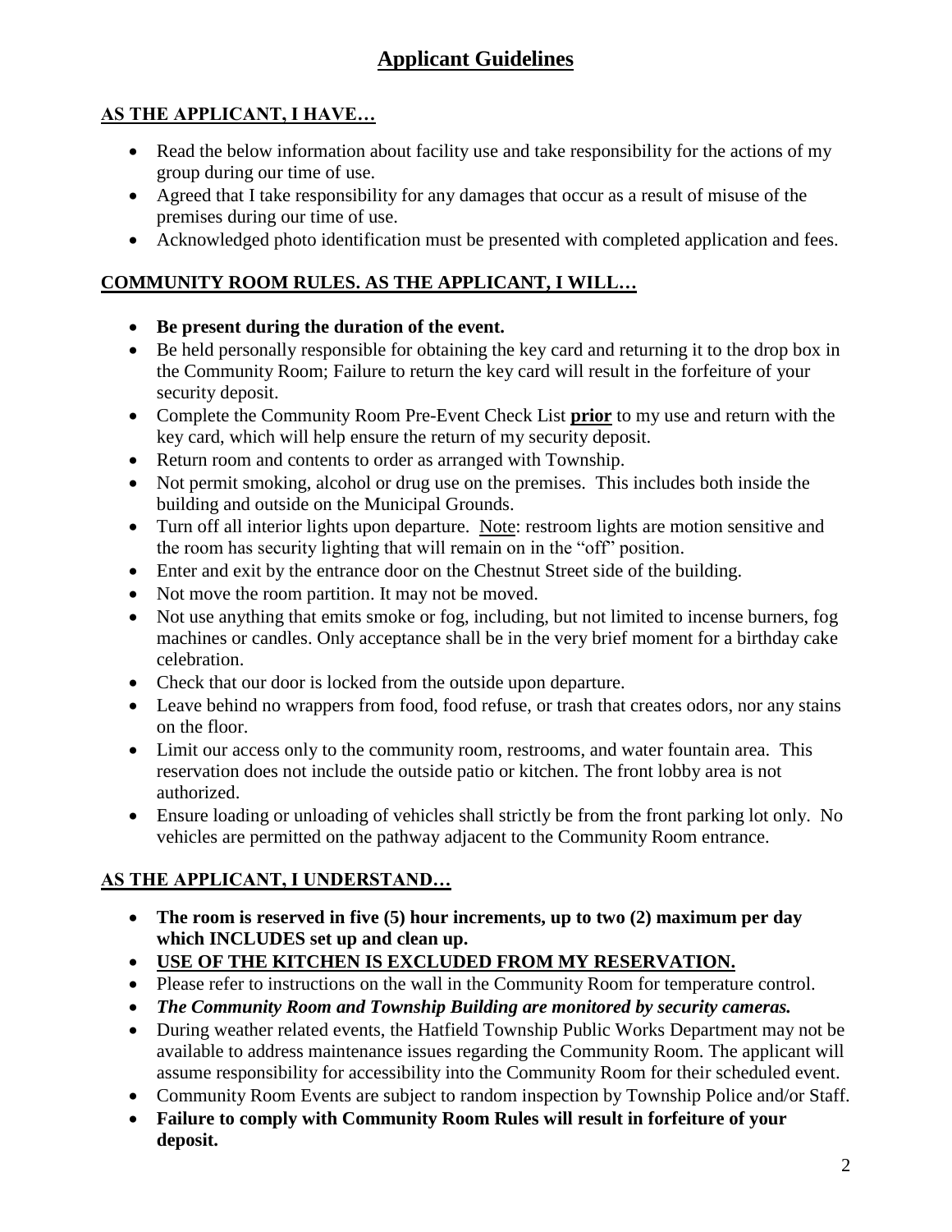# Applicant Guidelines

## AS THE APPLICANT, I HAVE…

- Read the below information about facility use and take responsibility for the actions of my group during our time of use.
- Agreed that I take responsibility for any damages that occur as a result of misuse of the premises during our time of use.
- Acknowledged photo identification must be presented with completed application and fees.

## COMMUNITY ROOM RULES. AS THE APPLICANT, I WILL…

- **Be present during the duration of the event.**
- Be held personally responsible for obtaining the key card and returning it to the drop box in the Community Room; Failure to return the key card will result in the forfeiture of your security deposit.
- Complete the Community Room Pre-Event Check List **prior** to my use and return with the key card, which will help ensure the return of my security deposit.
- Return room and contents to order as arranged with Township.
- Not permit smoking, alcohol or drug use on the premises. This includes both inside the building and outside on the Municipal Grounds.
- Turn off all interior lights upon departure. Note: restroom lights are motion sensitive and the room has security lighting that will remain on in the "off" position.
- Enter and exit by the entrance door on the Chestnut Street side of the building.
- Not move the room partition. It may not be moved.
- Not use anything that emits smoke or fog, including, but not limited to incense burners, fog machines or candles. Only acceptance shall be in the very brief moment for a birthday cake celebration.
- Check that our door is locked from the outside upon departure.
- Leave behind no wrappers from food, food refuse, or trash that creates odors, nor any stains on the floor.
- Limit our access only to the community room, restrooms, and water fountain area. This reservation does not include the outside patio or kitchen. The front lobby area is not authorized.
- Ensure loading or unloading of vehicles shall strictly be from the front parking lot only. No vehicles are permitted on the pathway adjacent to the Community Room entrance.

## AS THE APPLICANT, I UNDERSTAND…

- **The room is reserved in five (5) hour increments, up to two (2) maximum per day which INCLUDES set up and clean up.**
- **USE OF THE KITCHEN IS EXCLUDED FROM MY RESERVATION.**
- Please refer to instructions on the wall in the Community Room for temperature control.
- ***The Community Room and Township Building are monitored by security cameras.***
- During weather related events, the Hatfield Township Public Works Department may not be available to address maintenance issues regarding the Community Room. The applicant will assume responsibility for accessibility into the Community Room for their scheduled event.
- Community Room Events are subject to random inspection by Township Police and/or Staff.
- **Failure to comply with Community Room Rules will result in forfeiture of your deposit.**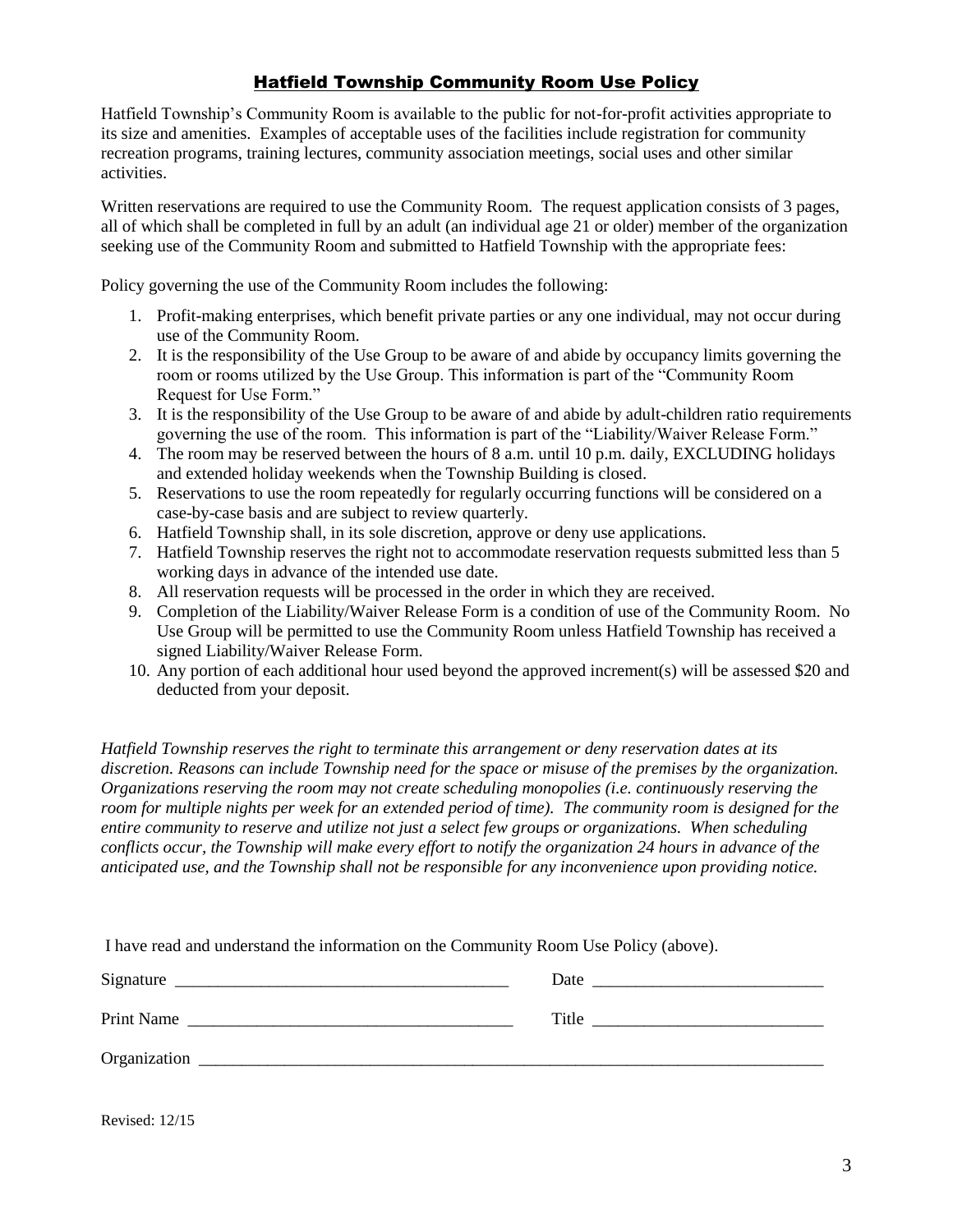# Hatfield Township Community Room Use Policy

Hatfield Township's Community Room is available to the public for not-for-profit activities appropriate to its size and amenities. Examples of acceptable uses of the facilities include registration for community recreation programs, training lectures, community association meetings, social uses and other similar activities.

Written reservations are required to use the Community Room. The request application consists of 3 pages, all of which shall be completed in full by an adult (an individual age 21 or older) member of the organization seeking use of the Community Room and submitted to Hatfield Township with the appropriate fees:

Policy governing the use of the Community Room includes the following:

1. Profit-making enterprises, which benefit private parties or any one individual, may not occur during use of the Community Room.
2. It is the responsibility of the Use Group to be aware of and abide by occupancy limits governing the room or rooms utilized by the Use Group. This information is part of the "Community Room Request for Use Form."
3. It is the responsibility of the Use Group to be aware of and abide by adult-children ratio requirements governing the use of the room. This information is part of the "Liability/Waiver Release Form."
4. The room may be reserved between the hours of 8 a.m. until 10 p.m. daily, EXCLUDING holidays and extended holiday weekends when the Township Building is closed.
5. Reservations to use the room repeatedly for regularly occurring functions will be considered on a case-by-case basis and are subject to review quarterly.
6. Hatfield Township shall, in its sole discretion, approve or deny use applications.
7. Hatfield Township reserves the right not to accommodate reservation requests submitted less than 5 working days in advance of the intended use date.
8. All reservation requests will be processed in the order in which they are received.
9. Completion of the Liability/Waiver Release Form is a condition of use of the Community Room. No Use Group will be permitted to use the Community Room unless Hatfield Township has received a signed Liability/Waiver Release Form.
10. Any portion of each additional hour used beyond the approved increment(s) will be assessed $20 and deducted from your deposit.

*Hatfield Township reserves the right to terminate this arrangement or deny reservation dates at its discretion. Reasons can include Township need for the space or misuse of the premises by the organization. Organizations reserving the room may not create scheduling monopolies (i.e. continuously reserving the room for multiple nights per week for an extended period of time). The community room is designed for the entire community to reserve and utilize not just a select few groups or organizations. When scheduling conflicts occur, the Township will make every effort to notify the organization 24 hours in advance of the anticipated use, and the Township shall not be responsible for any inconvenience upon providing notice.*

I have read and understand the information on the Community Room Use Policy (above).

Signature ________________________________________ Date ___________________________

Print Name ______________________________________ Title ___________________________

Organization ___________________________________________________________________________

Revised: 12/15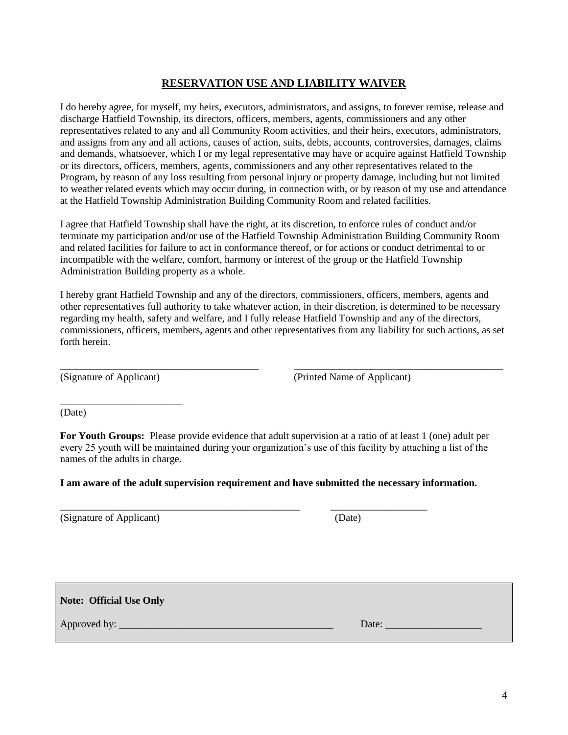## RESERVATION USE AND LIABILITY WAIVER

I do hereby agree, for myself, my heirs, executors, administrators, and assigns, to forever remise, release and discharge Hatfield Township, its directors, officers, members, agents, commissioners and any other representatives related to any and all Community Room activities, and their heirs, executors, administrators, and assigns from any and all actions, causes of action, suits, debts, accounts, controversies, damages, claims and demands, whatsoever, which I or my legal representative may have or acquire against Hatfield Township or its directors, officers, members, agents, commissioners and any other representatives related to the Program, by reason of any loss resulting from personal injury or property damage, including but not limited to weather related events which may occur during, in connection with, or by reason of my use and attendance at the Hatfield Township Administration Building Community Room and related facilities.

I agree that Hatfield Township shall have the right, at its discretion, to enforce rules of conduct and/or terminate my participation and/or use of the Hatfield Township Administration Building Community Room and related facilities for failure to act in conformance thereof, or for actions or conduct detrimental to or incompatible with the welfare, comfort, harmony or interest of the group or the Hatfield Township Administration Building property as a whole.

I hereby grant Hatfield Township and any of the directors, commissioners, officers, members, agents and other representatives full authority to take whatever action, in their discretion, is determined to be necessary regarding my health, safety and welfare, and I fully release Hatfield Township and any of the directors, commissioners, officers, members, agents and other representatives from any liability for such actions, as set forth herein.

________________________________________ ____________________________________________
(Signature of Applicant) (Printed Name of Applicant)

_________________________
(Date)

**For Youth Groups:** Please provide evidence that adult supervision at a ratio of at least 1 (one) adult per every 25 youth will be maintained during your organization's use of this facility by attaching a list of the names of the adults in charge.

**I am aware of the adult supervision requirement and have submitted the necessary information.**

__________________________________________________ ____________________
(Signature of Applicant) (Date)

**Note: Official Use Only**

Approved by: ____________________________________________ Date: ___________________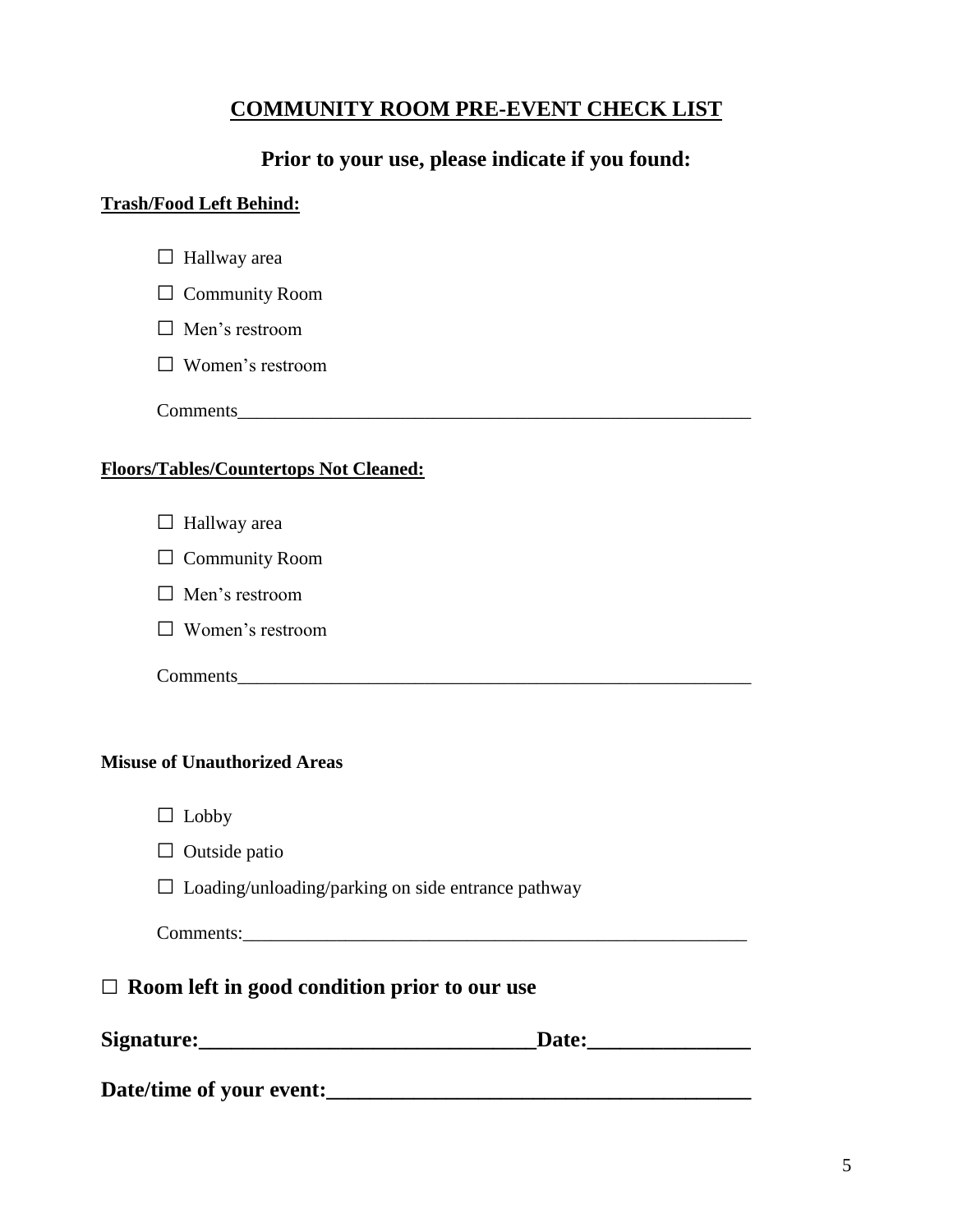# COMMUNITY ROOM PRE-EVENT CHECK LIST

## Prior to your use, please indicate if you found:

**Trash/Food Left Behind:**

☐ Hallway area

☐ Community Room

☐ Men's restroom

☐ Women's restroom

Comments_______________________________________________________

**Floors/Tables/Countertops Not Cleaned:**

☐ Hallway area

☐ Community Room

☐ Men's restroom

☐ Women's restroom

Comments_______________________________________________________

**Misuse of Unauthorized Areas**

☐ Lobby

☐ Outside patio

☐ Loading/unloading/parking on side entrance pathway

Comments:______________________________________________________

☐ **Room left in good condition prior to our use**

**Signature:______________________________Date:_______________**

**Date/time of your event:_______________________________________**